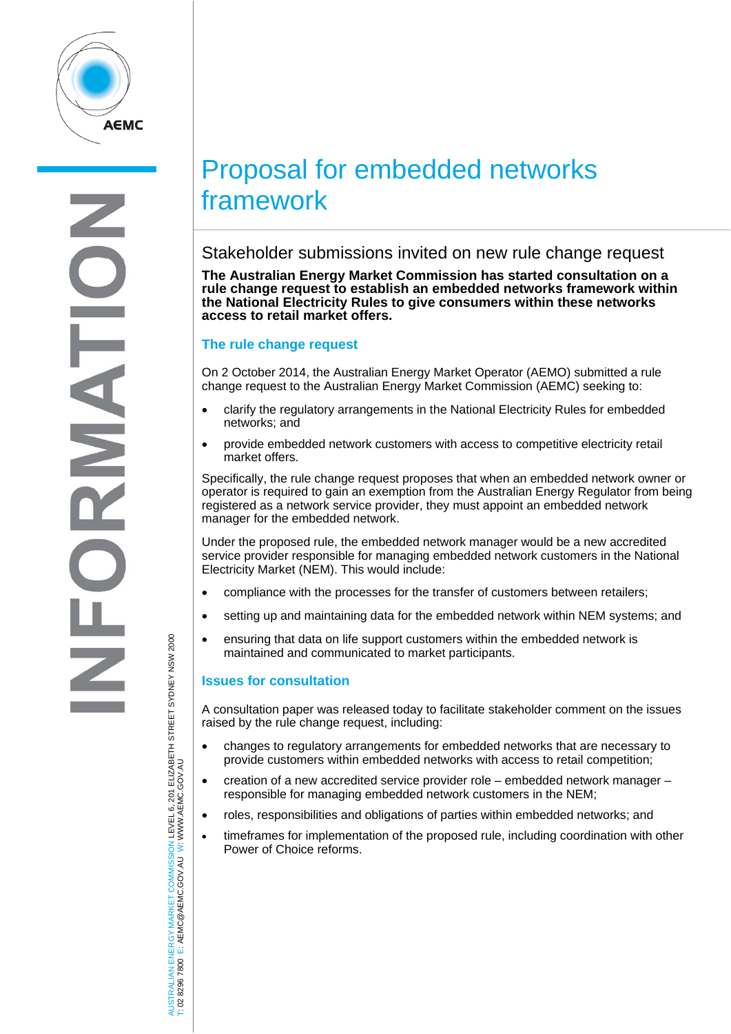# Proposal for embedded networks framework

## Stakeholder submissions invited on new rule change request

**The Australian Energy Market Commission has started consultation on a rule change request to establish an embedded networks framework within the National Electricity Rules to give consumers within these networks access to retail market offers.**

### The rule change request

On 2 October 2014, the Australian Energy Market Operator (AEMO) submitted a rule change request to the Australian Energy Market Commission (AEMC) seeking to:

- clarify the regulatory arrangements in the National Electricity Rules for embedded networks; and
- provide embedded network customers with access to competitive electricity retail market offers.

Specifically, the rule change request proposes that when an embedded network owner or operator is required to gain an exemption from the Australian Energy Regulator from being registered as a network service provider, they must appoint an embedded network manager for the embedded network.

Under the proposed rule, the embedded network manager would be a new accredited service provider responsible for managing embedded network customers in the National Electricity Market (NEM). This would include:

- compliance with the processes for the transfer of customers between retailers;
- setting up and maintaining data for the embedded network within NEM systems; and
- ensuring that data on life support customers within the embedded network is maintained and communicated to market participants.

### Issues for consultation

A consultation paper was released today to facilitate stakeholder comment on the issues raised by the rule change request, including:

- changes to regulatory arrangements for embedded networks that are necessary to provide customers within embedded networks with access to retail competition;
- creation of a new accredited service provider role – embedded network manager – responsible for managing embedded network customers in the NEM;
- roles, responsibilities and obligations of parties within embedded networks; and
- timeframes for implementation of the proposed rule, including coordination with other Power of Choice reforms.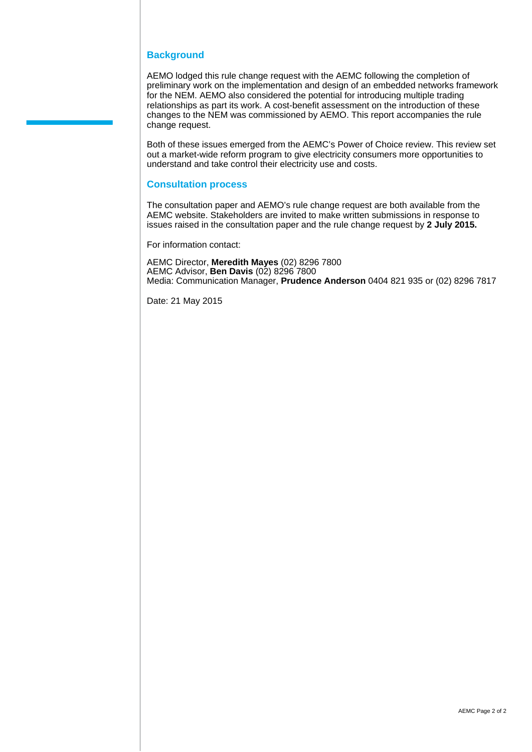## Background

AEMO lodged this rule change request with the AEMC following the completion of preliminary work on the implementation and design of an embedded networks framework for the NEM. AEMO also considered the potential for introducing multiple trading relationships as part its work. A cost-benefit assessment on the introduction of these changes to the NEM was commissioned by AEMO. This report accompanies the rule change request.

Both of these issues emerged from the AEMC's Power of Choice review. This review set out a market-wide reform program to give electricity consumers more opportunities to understand and take control their electricity use and costs.

## Consultation process

The consultation paper and AEMO's rule change request are both available from the AEMC website. Stakeholders are invited to make written submissions in response to issues raised in the consultation paper and the rule change request by **2 July 2015.**

For information contact:

AEMC Director, **Meredith Mayes** (02) 8296 7800
AEMC Advisor, **Ben Davis** (02) 8296 7800
Media: Communication Manager, **Prudence Anderson** 0404 821 935 or (02) 8296 7817

Date: 21 May 2015